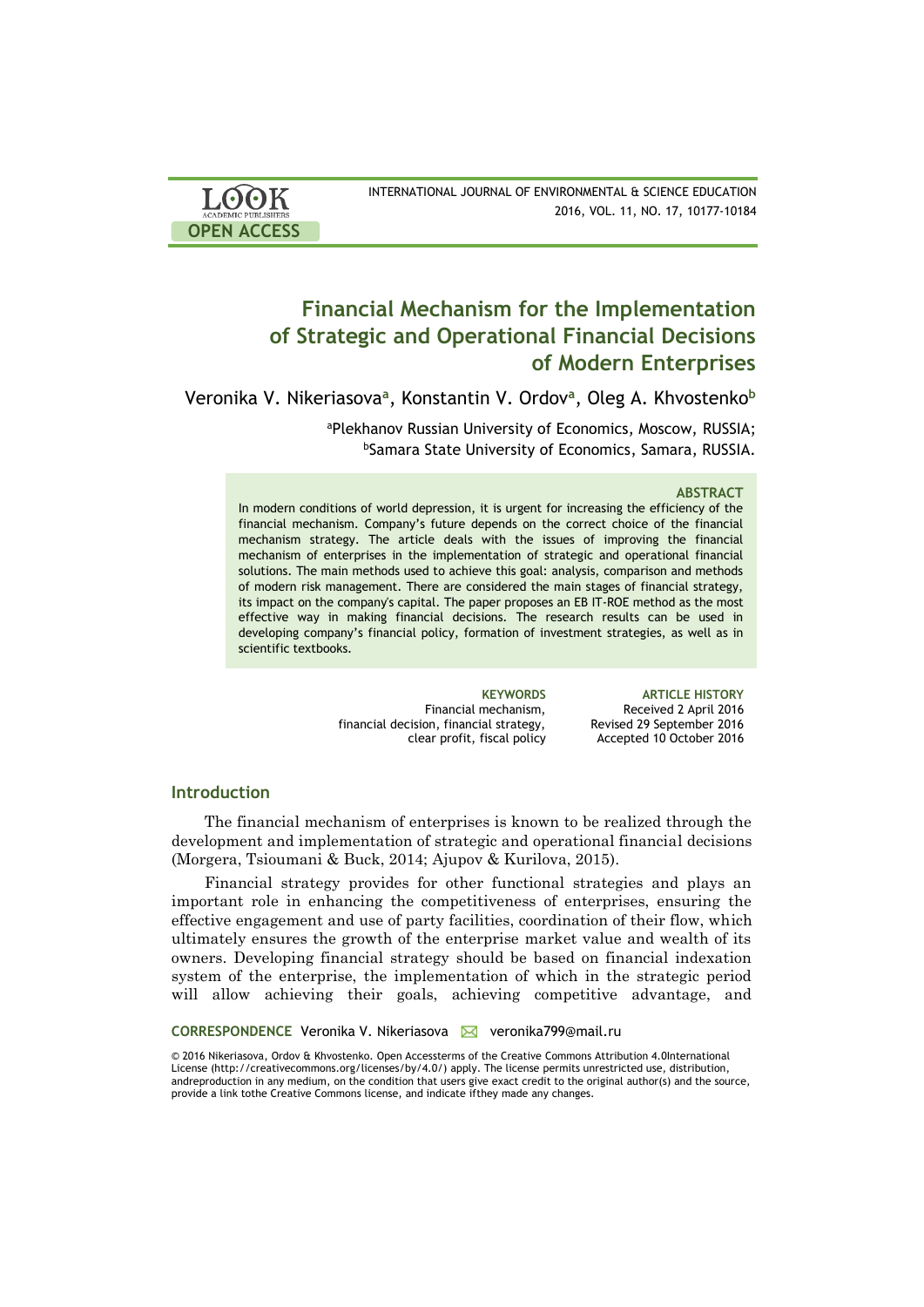# Financial Mechanism for the Implementation of Strategic and Operational Financial Decisions of Modern Enterprises

Veronika V. Nikeriasova[a], Konstantin V. Ordov[a], Oleg A. Khvostenko[b]

[a]Plekhanov Russian University of Economics, Moscow, RUSSIA;
[b]Samara State University of Economics, Samara, RUSSIA.

### ABSTRACT

In modern conditions of world depression, it is urgent for increasing the efficiency of the financial mechanism. Company's future depends on the correct choice of the financial mechanism strategy. The article deals with the issues of improving the financial mechanism of enterprises in the implementation of strategic and operational financial solutions. The main methods used to achieve this goal: analysis, comparison and methods of modern risk management. There are considered the main stages of financial strategy, its impact on the company's capital. The paper proposes an EB IT-ROE method as the most effective way in making financial decisions. The research results can be used in developing company's financial policy, formation of investment strategies, as well as in scientific textbooks.

**KEYWORDS**
Financial mechanism, financial decision, financial strategy, clear profit, fiscal policy

**ARTICLE HISTORY**
Received 2 April 2016
Revised 29 September 2016
Accepted 10 October 2016

## Introduction

The financial mechanism of enterprises is known to be realized through the development and implementation of strategic and operational financial decisions (Morgera, Tsioumani & Buck, 2014; Ajupov & Kurilova, 2015).

Financial strategy provides for other functional strategies and plays an important role in enhancing the competitiveness of enterprises, ensuring the effective engagement and use of party facilities, coordination of their flow, which ultimately ensures the growth of the enterprise market value and wealth of its owners. Developing financial strategy should be based on financial indexation system of the enterprise, the implementation of which in the strategic period will allow achieving their goals, achieving competitive advantage, and

**CORRESPONDENCE** Veronika V. Nikeriasova ✉ veronika799@mail.ru

© 2016 Nikeriasova, Ordov & Khvostenko. Open Accessterms of the Creative Commons Attribution 4.0International License (http://creativecommons.org/licenses/by/4.0/) apply. The license permits unrestricted use, distribution, andreproduction in any medium, on the condition that users give exact credit to the original author(s) and the source, provide a link tothe Creative Commons license, and indicate ifthey made any changes.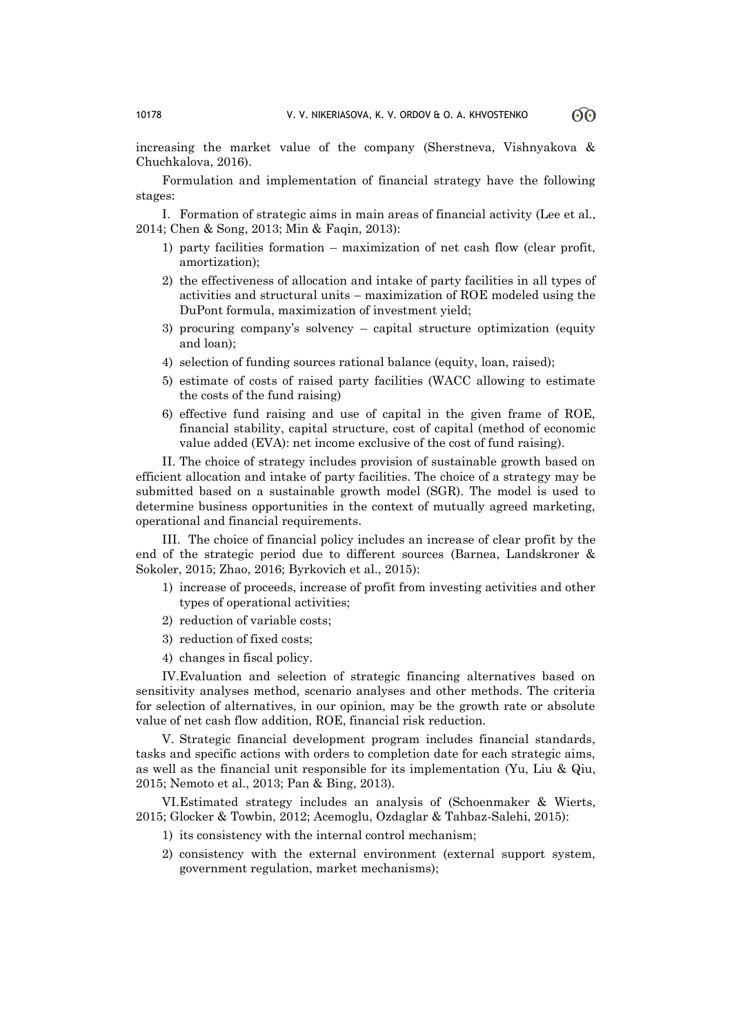increasing the market value of the company (Sherstneva, Vishnyakova & Chuchkalova, 2016).

Formulation and implementation of financial strategy have the following stages:

I. Formation of strategic aims in main areas of financial activity (Lee et al., 2014; Chen & Song, 2013; Min & Faqin, 2013):

1) party facilities formation – maximization of net cash flow (clear profit, amortization);
2) the effectiveness of allocation and intake of party facilities in all types of activities and structural units – maximization of ROE modeled using the DuPont formula, maximization of investment yield;
3) procuring company's solvency – capital structure optimization (equity and loan);
4) selection of funding sources rational balance (equity, loan, raised);
5) estimate of costs of raised party facilities (WACC allowing to estimate the costs of the fund raising)
6) effective fund raising and use of capital in the given frame of ROE, financial stability, capital structure, cost of capital (method of economic value added (EVA): net income exclusive of the cost of fund raising).

II. The choice of strategy includes provision of sustainable growth based on efficient allocation and intake of party facilities. The choice of a strategy may be submitted based on a sustainable growth model (SGR). The model is used to determine business opportunities in the context of mutually agreed marketing, operational and financial requirements.

III. The choice of financial policy includes an increase of clear profit by the end of the strategic period due to different sources (Barnea, Landskroner & Sokoler, 2015; Zhao, 2016; Byrkovich et al., 2015):

1) increase of proceeds, increase of profit from investing activities and other types of operational activities;
2) reduction of variable costs;
3) reduction of fixed costs;
4) changes in fiscal policy.

IV. Evaluation and selection of strategic financing alternatives based on sensitivity analyses method, scenario analyses and other methods. The criteria for selection of alternatives, in our opinion, may be the growth rate or absolute value of net cash flow addition, ROE, financial risk reduction.

V. Strategic financial development program includes financial standards, tasks and specific actions with orders to completion date for each strategic aims, as well as the financial unit responsible for its implementation (Yu, Liu & Qiu, 2015; Nemoto et al., 2013; Pan & Bing, 2013).

VI. Estimated strategy includes an analysis of (Schoenmaker & Wierts, 2015; Glocker & Towbin, 2012; Acemoglu, Ozdaglar & Tahbaz-Salehi, 2015):

1) its consistency with the internal control mechanism;
2) consistency with the external environment (external support system, government regulation, market mechanisms);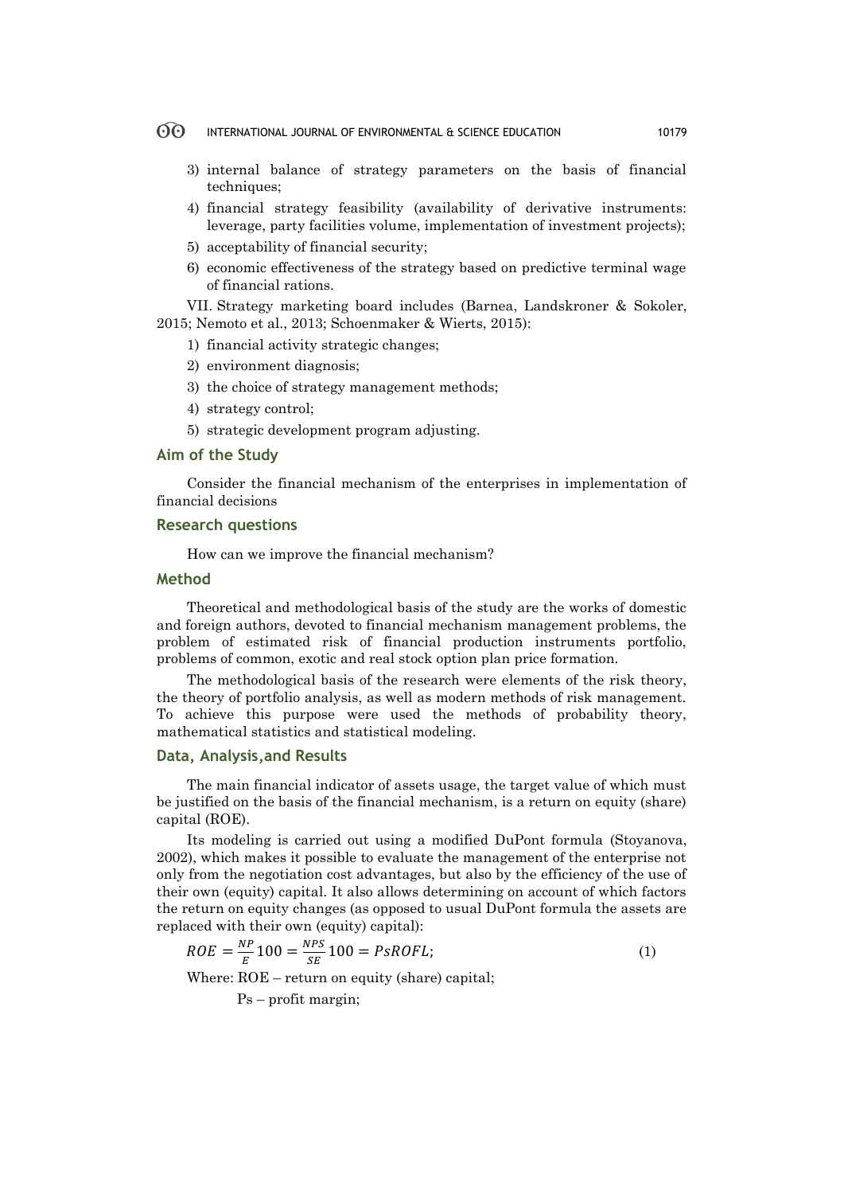3) internal balance of strategy parameters on the basis of financial techniques;
4) financial strategy feasibility (availability of derivative instruments: leverage, party facilities volume, implementation of investment projects);
5) acceptability of financial security;
6) economic effectiveness of the strategy based on predictive terminal wage of financial rations.

VII. Strategy marketing board includes (Barnea, Landskroner & Sokoler, 2015; Nemoto et al., 2013; Schoenmaker & Wierts, 2015):

1) financial activity strategic changes;
2) environment diagnosis;
3) the choice of strategy management methods;
4) strategy control;
5) strategic development program adjusting.

## Aim of the Study

Consider the financial mechanism of the enterprises in implementation of financial decisions

## Research questions

How can we improve the financial mechanism?

## Method

Theoretical and methodological basis of the study are the works of domestic and foreign authors, devoted to financial mechanism management problems, the problem of estimated risk of financial production instruments portfolio, problems of common, exotic and real stock option plan price formation.

The methodological basis of the research were elements of the risk theory, the theory of portfolio analysis, as well as modern methods of risk management. To achieve this purpose were used the methods of probability theory, mathematical statistics and statistical modeling.

## Data, Analysis,and Results

The main financial indicator of assets usage, the target value of which must be justified on the basis of the financial mechanism, is a return on equity (share) capital (ROE).

Its modeling is carried out using a modified DuPont formula (Stoyanova, 2002), which makes it possible to evaluate the management of the enterprise not only from the negotiation cost advantages, but also by the efficiency of the use of their own (equity) capital. It also allows determining on account of which factors the return on equity changes (as opposed to usual DuPont formula the assets are replaced with their own (equity) capital):

$$ROE = \frac{NP}{E}100 = \frac{NPS}{SE}100 = PsROFL; \quad (1)$$

Where: ROE – return on equity (share) capital;

Ps – profit margin;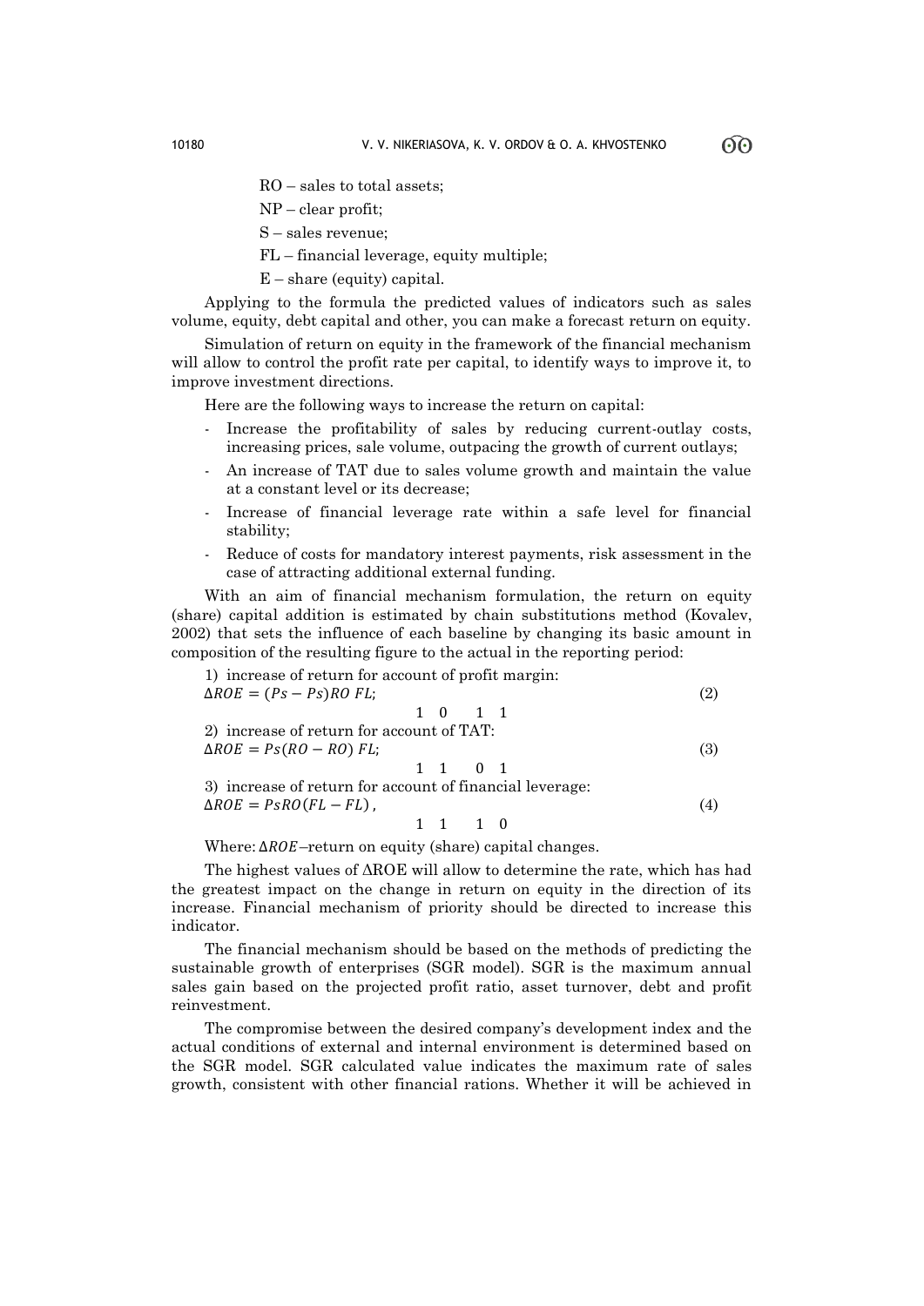RO – sales to total assets;

NP – clear profit;

S – sales revenue;

FL – financial leverage, equity multiple;

E – share (equity) capital.

Applying to the formula the predicted values of indicators such as sales volume, equity, debt capital and other, you can make a forecast return on equity.

Simulation of return on equity in the framework of the financial mechanism will allow to control the profit rate per capital, to identify ways to improve it, to improve investment directions.

Here are the following ways to increase the return on capital:

- Increase the profitability of sales by reducing current-outlay costs, increasing prices, sale volume, outpacing the growth of current outlays;
- An increase of TAT due to sales volume growth and maintain the value at a constant level or its decrease;
- Increase of financial leverage rate within a safe level for financial stability;
- Reduce of costs for mandatory interest payments, risk assessment in the case of attracting additional external funding.

With an aim of financial mechanism formulation, the return on equity (share) capital addition is estimated by chain substitutions method (Kovalev, 2002) that sets the influence of each baseline by changing its basic amount in composition of the resulting figure to the actual in the reporting period:

1) increase of return for account of profit margin:

$$\Delta ROE = (Ps_1 - Ps_0) RO_1 \, FL_1; \tag{2}$$

2) increase of return for account of TAT:

$$\Delta ROE = Ps_1 (RO_1 - RO_0) \, FL_1; \tag{3}$$

3) increase of return for account of financial leverage:

$$\Delta ROE = Ps_1 RO_1 (FL_1 - FL_0), \tag{4}$$

Where: $\Delta ROE$ –return on equity (share) capital changes.

The highest values of ΔROE will allow to determine the rate, which has had the greatest impact on the change in return on equity in the direction of its increase. Financial mechanism of priority should be directed to increase this indicator.

The financial mechanism should be based on the methods of predicting the sustainable growth of enterprises (SGR model). SGR is the maximum annual sales gain based on the projected profit ratio, asset turnover, debt and profit reinvestment.

The compromise between the desired company's development index and the actual conditions of external and internal environment is determined based on the SGR model. SGR calculated value indicates the maximum rate of sales growth, consistent with other financial rations. Whether it will be achieved in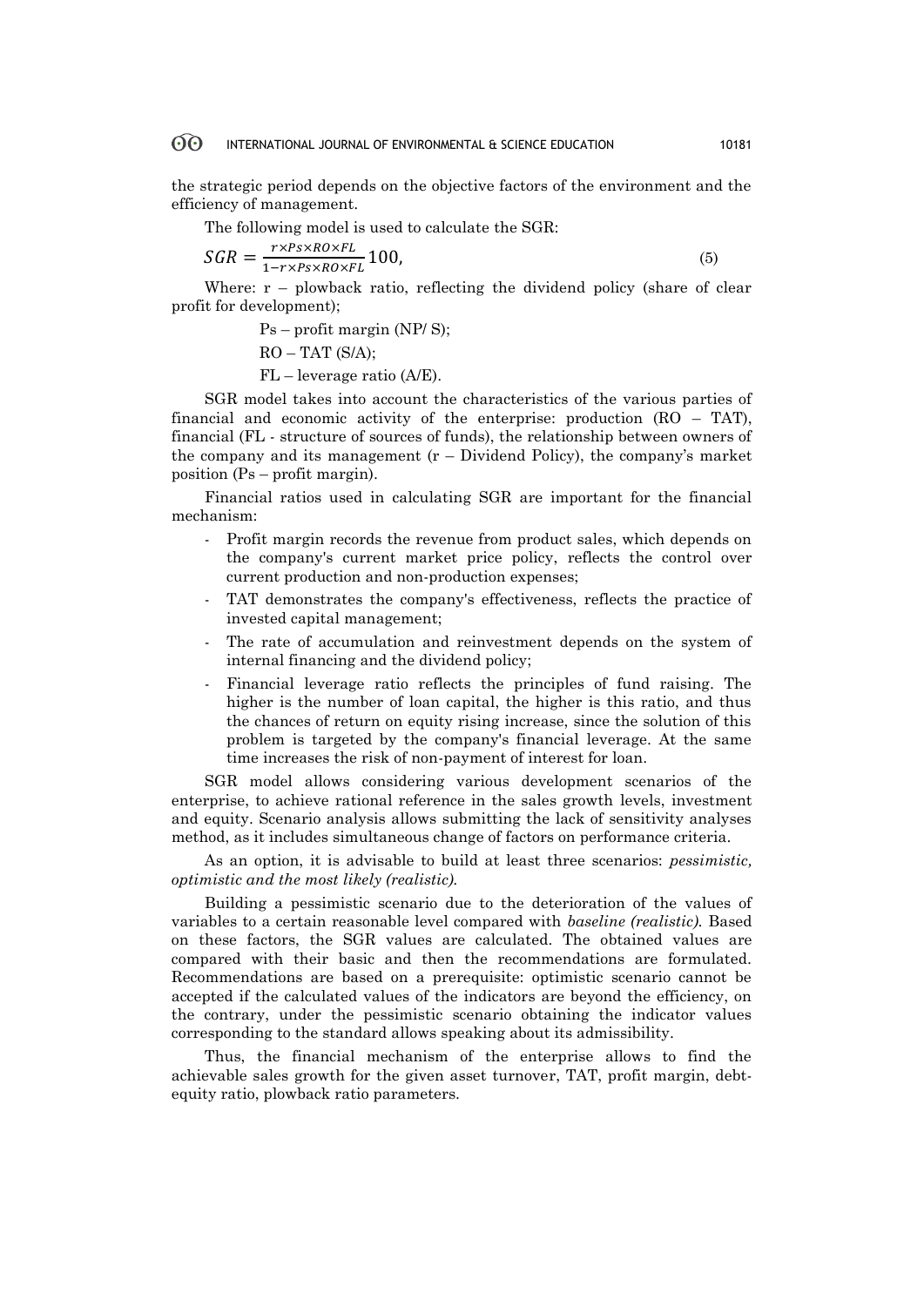the strategic period depends on the objective factors of the environment and the efficiency of management.

The following model is used to calculate the SGR:

$$SGR = \frac{r \times Ps \times RO \times FL}{1 - r \times Ps \times RO \times FL} 100, \tag{5}$$

Where: r – plowback ratio, reflecting the dividend policy (share of clear profit for development);

Ps – profit margin (NP/ S);

RO – TAT (S/A);

FL – leverage ratio (A/E).

SGR model takes into account the characteristics of the various parties of financial and economic activity of the enterprise: production (RO – TAT), financial (FL - structure of sources of funds), the relationship between owners of the company and its management (r – Dividend Policy), the company's market position (Ps – profit margin).

Financial ratios used in calculating SGR are important for the financial mechanism:

- Profit margin records the revenue from product sales, which depends on the company's current market price policy, reflects the control over current production and non-production expenses;
- TAT demonstrates the company's effectiveness, reflects the practice of invested capital management;
- The rate of accumulation and reinvestment depends on the system of internal financing and the dividend policy;
- Financial leverage ratio reflects the principles of fund raising. The higher is the number of loan capital, the higher is this ratio, and thus the chances of return on equity rising increase, since the solution of this problem is targeted by the company's financial leverage. At the same time increases the risk of non-payment of interest for loan.

SGR model allows considering various development scenarios of the enterprise, to achieve rational reference in the sales growth levels, investment and equity. Scenario analysis allows submitting the lack of sensitivity analyses method, as it includes simultaneous change of factors on performance criteria.

As an option, it is advisable to build at least three scenarios: *pessimistic, optimistic and the most likely (realistic).*

Building a pessimistic scenario due to the deterioration of the values of variables to a certain reasonable level compared with *baseline (realistic).* Based on these factors, the SGR values are calculated. The obtained values are compared with their basic and then the recommendations are formulated. Recommendations are based on a prerequisite: optimistic scenario cannot be accepted if the calculated values of the indicators are beyond the efficiency, on the contrary, under the pessimistic scenario obtaining the indicator values corresponding to the standard allows speaking about its admissibility.

Thus, the financial mechanism of the enterprise allows to find the achievable sales growth for the given asset turnover, TAT, profit margin, debt-equity ratio, plowback ratio parameters.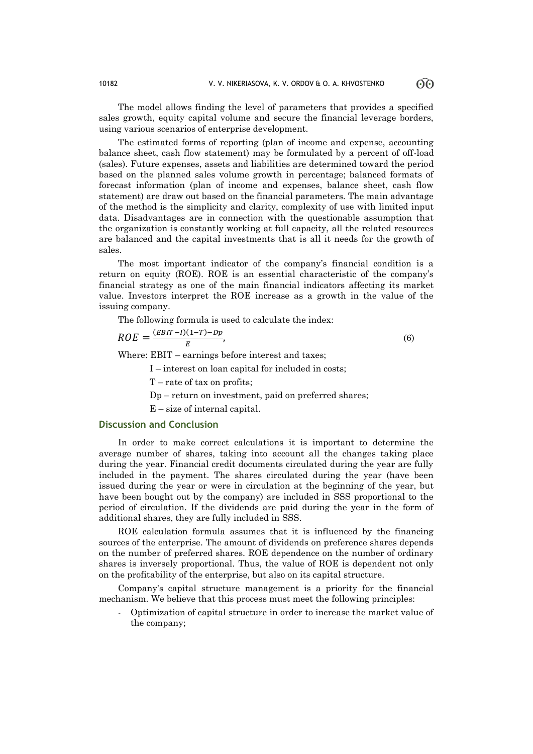The model allows finding the level of parameters that provides a specified sales growth, equity capital volume and secure the financial leverage borders, using various scenarios of enterprise development.

The estimated forms of reporting (plan of income and expense, accounting balance sheet, cash flow statement) may be formulated by a percent of off-load (sales). Future expenses, assets and liabilities are determined toward the period based on the planned sales volume growth in percentage; balanced formats of forecast information (plan of income and expenses, balance sheet, cash flow statement) are draw out based on the financial parameters. The main advantage of the method is the simplicity and clarity, complexity of use with limited input data. Disadvantages are in connection with the questionable assumption that the organization is constantly working at full capacity, all the related resources are balanced and the capital investments that is all it needs for the growth of sales.

The most important indicator of the company's financial condition is a return on equity (ROE). ROE is an essential characteristic of the company's financial strategy as one of the main financial indicators affecting its market value. Investors interpret the ROE increase as a growth in the value of the issuing company.

The following formula is used to calculate the index:

$$ROE = \frac{(EBIT - I)(1-T) - Dp}{E}, \tag{6}$$

Where: EBIT – earnings before interest and taxes;

I – interest on loan capital for included in costs;

T – rate of tax on profits;

Dp – return on investment, paid on preferred shares;

E – size of internal capital.

## Discussion and Conclusion

In order to make correct calculations it is important to determine the average number of shares, taking into account all the changes taking place during the year. Financial credit documents circulated during the year are fully included in the payment. The shares circulated during the year (have been issued during the year or were in circulation at the beginning of the year, but have been bought out by the company) are included in SSS proportional to the period of circulation. If the dividends are paid during the year in the form of additional shares, they are fully included in SSS.

ROE calculation formula assumes that it is influenced by the financing sources of the enterprise. The amount of dividends on preference shares depends on the number of preferred shares. ROE dependence on the number of ordinary shares is inversely proportional. Thus, the value of ROE is dependent not only on the profitability of the enterprise, but also on its capital structure.

Company's capital structure management is a priority for the financial mechanism. We believe that this process must meet the following principles:

- Optimization of capital structure in order to increase the market value of the company;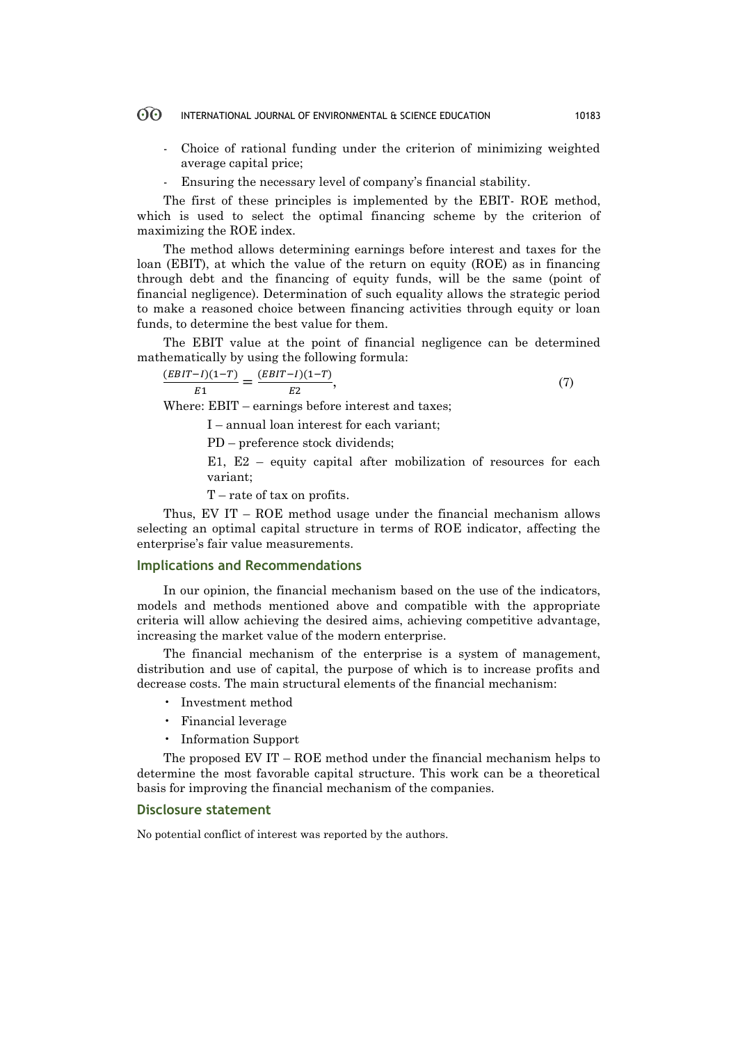- Choice of rational funding under the criterion of minimizing weighted average capital price;
- Ensuring the necessary level of company's financial stability.

The first of these principles is implemented by the EBIT- ROE method, which is used to select the optimal financing scheme by the criterion of maximizing the ROE index.

The method allows determining earnings before interest and taxes for the loan (EBIT), at which the value of the return on equity (ROE) as in financing through debt and the financing of equity funds, will be the same (point of financial negligence). Determination of such equality allows the strategic period to make a reasoned choice between financing activities through equity or loan funds, to determine the best value for them.

The EBIT value at the point of financial negligence can be determined mathematically by using the following formula:

$$\frac{(EBIT-I)(1-T)}{E1} = \frac{(EBIT-I)(1-T)}{E2}, \quad (7)$$

Where: EBIT – earnings before interest and taxes;

I – annual loan interest for each variant;

PD – preference stock dividends;

E1, E2 – equity capital after mobilization of resources for each variant;

T – rate of tax on profits.

Thus, EV IT – ROE method usage under the financial mechanism allows selecting an optimal capital structure in terms of ROE indicator, affecting the enterprise's fair value measurements.

## Implications and Recommendations

In our opinion, the financial mechanism based on the use of the indicators, models and methods mentioned above and compatible with the appropriate criteria will allow achieving the desired aims, achieving competitive advantage, increasing the market value of the modern enterprise.

The financial mechanism of the enterprise is a system of management, distribution and use of capital, the purpose of which is to increase profits and decrease costs. The main structural elements of the financial mechanism:

- Investment method
- Financial leverage
- Information Support

The proposed EV IT – ROE method under the financial mechanism helps to determine the most favorable capital structure. This work can be a theoretical basis for improving the financial mechanism of the companies.

## Disclosure statement

No potential conflict of interest was reported by the authors.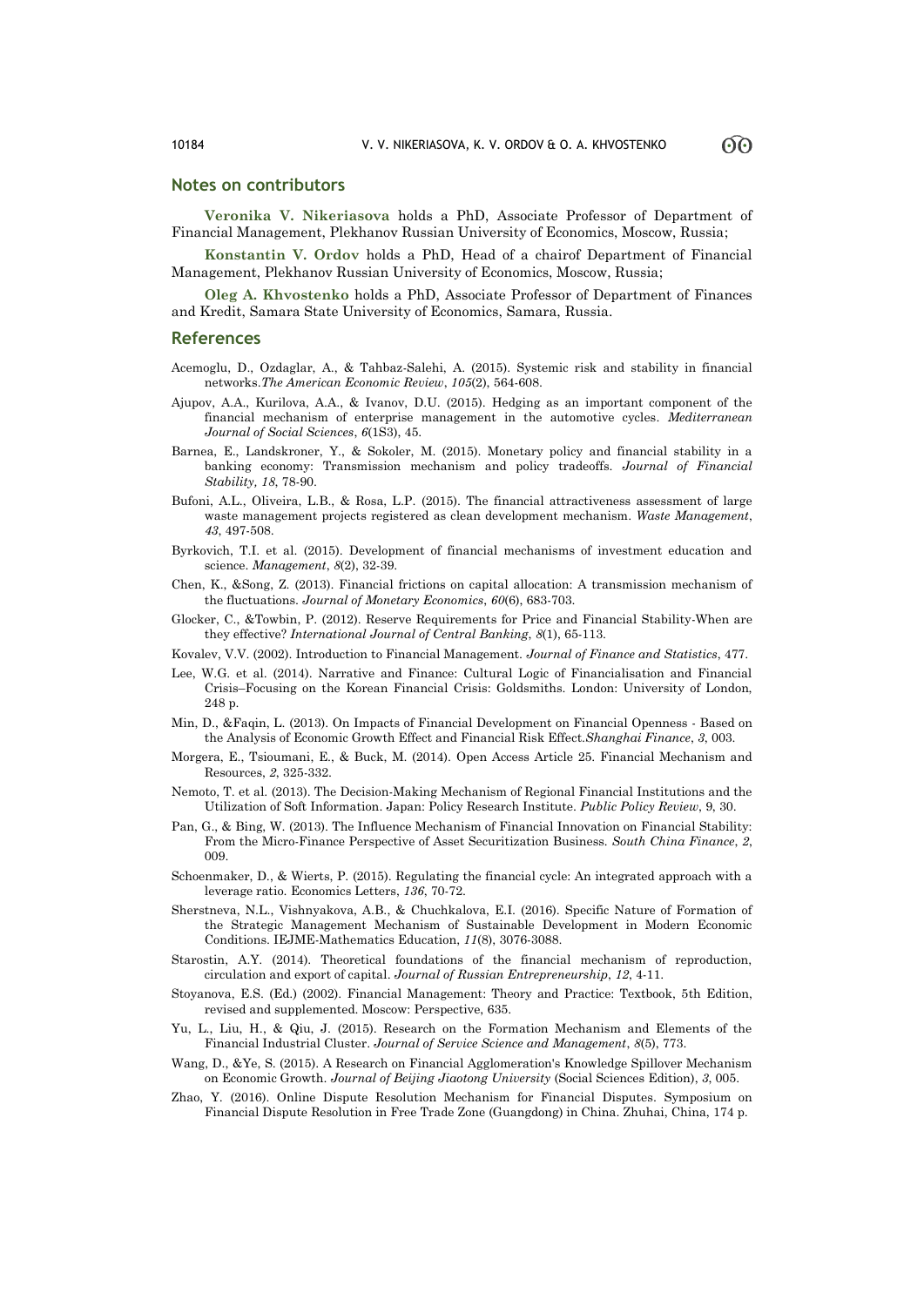## Notes on contributors

**Veronika V. Nikeriasova** holds a PhD, Associate Professor of Department of Financial Management, Plekhanov Russian University of Economics, Moscow, Russia;

**Konstantin V. Ordov** holds a PhD, Head of a chairof Department of Financial Management, Plekhanov Russian University of Economics, Moscow, Russia;

**Oleg A. Khvostenko** holds a PhD, Associate Professor of Department of Finances and Kredit, Samara State University of Economics, Samara, Russia.

## References

Acemoglu, D., Ozdaglar, A., & Tahbaz-Salehi, A. (2015). Systemic risk and stability in financial networks.*The American Economic Review*, *105*(2), 564-608.

Ajupov, A.A., Kurilova, A.A., & Ivanov, D.U. (2015). Hedging as an important component of the financial mechanism of enterprise management in the automotive cycles. *Mediterranean Journal of Social Sciences*, *6*(1S3), 45.

Barnea, E., Landskroner, Y., & Sokoler, M. (2015). Monetary policy and financial stability in a banking economy: Transmission mechanism and policy tradeoffs. *Journal of Financial Stability, 18*, 78-90.

Bufoni, A.L., Oliveira, L.B., & Rosa, L.P. (2015). The financial attractiveness assessment of large waste management projects registered as clean development mechanism. *Waste Management*, *43*, 497-508.

Byrkovich, T.I. et al. (2015). Development of financial mechanisms of investment education and science. *Management*, *8*(2), 32-39.

Chen, K., &Song, Z. (2013). Financial frictions on capital allocation: A transmission mechanism of the fluctuations. *Journal of Monetary Economics*, *60*(6), 683-703.

Glocker, C., &Towbin, P. (2012). Reserve Requirements for Price and Financial Stability-When are they effective? *International Journal of Central Banking*, *8*(1), 65-113.

Kovalev, V.V. (2002). Introduction to Financial Management. *Journal of Finance and Statistics*, 477.

Lee, W.G. et al. (2014). Narrative and Finance: Cultural Logic of Financialisation and Financial Crisis–Focusing on the Korean Financial Crisis: Goldsmiths. London: University of London, 248 p.

Min, D., &Faqin, L. (2013). On Impacts of Financial Development on Financial Openness - Based on the Analysis of Economic Growth Effect and Financial Risk Effect.*Shanghai Finance*, *3*, 003.

Morgera, E., Tsioumani, E., & Buck, M. (2014). Open Access Article 25. Financial Mechanism and Resources, *2*, 325-332.

Nemoto, T. et al. (2013). The Decision-Making Mechanism of Regional Financial Institutions and the Utilization of Soft Information. Japan: Policy Research Institute. *Public Policy Review*, 9, 30.

Pan, G., & Bing, W. (2013). The Influence Mechanism of Financial Innovation on Financial Stability: From the Micro-Finance Perspective of Asset Securitization Business. *South China Finance*, *2*, 009.

Schoenmaker, D., & Wierts, P. (2015). Regulating the financial cycle: An integrated approach with a leverage ratio. Economics Letters, *136*, 70-72.

Sherstneva, N.L., Vishnyakova, A.B., & Chuchkalova, E.I. (2016). Specific Nature of Formation of the Strategic Management Mechanism of Sustainable Development in Modern Economic Conditions. IEJME-Mathematics Education, *11*(8), 3076-3088.

Starostin, A.Y. (2014). Theoretical foundations of the financial mechanism of reproduction, circulation and export of capital. *Journal of Russian Entrepreneurship*, *12*, 4-11.

Stoyanova, E.S. (Ed.) (2002). Financial Management: Theory and Practice: Textbook, 5th Edition, revised and supplemented. Moscow: Perspective, 635.

Yu, L., Liu, H., & Qiu, J. (2015). Research on the Formation Mechanism and Elements of the Financial Industrial Cluster. *Journal of Service Science and Management*, *8*(5), 773.

Wang, D., &Ye, S. (2015). A Research on Financial Agglomeration's Knowledge Spillover Mechanism on Economic Growth. *Journal of Beijing Jiaotong University* (Social Sciences Edition), *3*, 005.

Zhao, Y. (2016). Online Dispute Resolution Mechanism for Financial Disputes. Symposium on Financial Dispute Resolution in Free Trade Zone (Guangdong) in China. Zhuhai, China, 174 p.